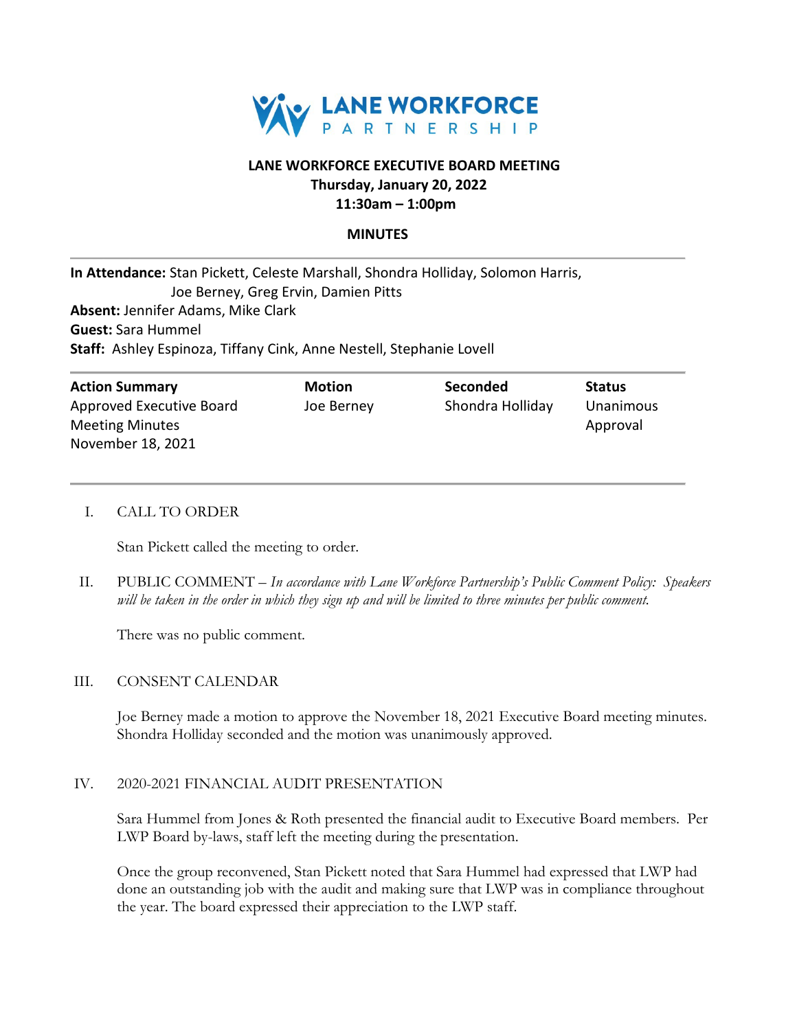# LANE WORKFORCE PARTNERSHIP

## LANE WORKFORCE EXECUTIVE BOARD MEETING

**Thursday, January 20, 2022**
**11:30am – 1:00pm**

### MINUTES

**In Attendance:** Stan Pickett, Celeste Marshall, Shondra Holliday, Solomon Harris, Joe Berney, Greg Ervin, Damien Pitts
**Absent:** Jennifer Adams, Mike Clark
**Guest:** Sara Hummel
**Staff:** Ashley Espinoza, Tiffany Cink, Anne Nestell, Stephanie Lovell

| Action Summary | Motion | Seconded | Status |
|---|---|---|---|
| Approved Executive Board Meeting Minutes November 18, 2021 | Joe Berney | Shondra Holliday | Unanimous Approval |

I. CALL TO ORDER

Stan Pickett called the meeting to order.

II. PUBLIC COMMENT – *In accordance with Lane Workforce Partnership's Public Comment Policy: Speakers will be taken in the order in which they sign up and will be limited to three minutes per public comment.*

There was no public comment.

III. CONSENT CALENDAR

Joe Berney made a motion to approve the November 18, 2021 Executive Board meeting minutes. Shondra Holliday seconded and the motion was unanimously approved.

IV. 2020-2021 FINANCIAL AUDIT PRESENTATION

Sara Hummel from Jones & Roth presented the financial audit to Executive Board members. Per LWP Board by-laws, staff left the meeting during the presentation.

Once the group reconvened, Stan Pickett noted that Sara Hummel had expressed that LWP had done an outstanding job with the audit and making sure that LWP was in compliance throughout the year. The board expressed their appreciation to the LWP staff.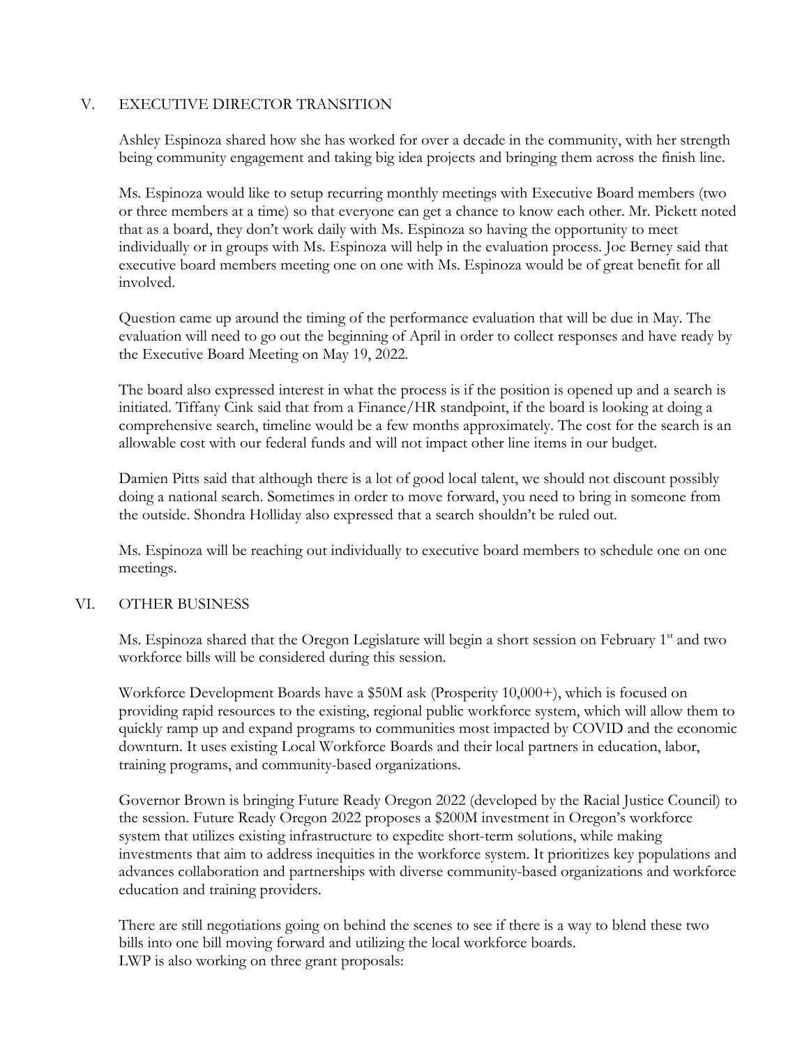## V. EXECUTIVE DIRECTOR TRANSITION

Ashley Espinoza shared how she has worked for over a decade in the community, with her strength being community engagement and taking big idea projects and bringing them across the finish line.

Ms. Espinoza would like to setup recurring monthly meetings with Executive Board members (two or three members at a time) so that everyone can get a chance to know each other. Mr. Pickett noted that as a board, they don't work daily with Ms. Espinoza so having the opportunity to meet individually or in groups with Ms. Espinoza will help in the evaluation process. Joe Berney said that executive board members meeting one on one with Ms. Espinoza would be of great benefit for all involved.

Question came up around the timing of the performance evaluation that will be due in May. The evaluation will need to go out the beginning of April in order to collect responses and have ready by the Executive Board Meeting on May 19, 2022.

The board also expressed interest in what the process is if the position is opened up and a search is initiated. Tiffany Cink said that from a Finance/HR standpoint, if the board is looking at doing a comprehensive search, timeline would be a few months approximately. The cost for the search is an allowable cost with our federal funds and will not impact other line items in our budget.

Damien Pitts said that although there is a lot of good local talent, we should not discount possibly doing a national search. Sometimes in order to move forward, you need to bring in someone from the outside. Shondra Holliday also expressed that a search shouldn't be ruled out.

Ms. Espinoza will be reaching out individually to executive board members to schedule one on one meetings.

## VI. OTHER BUSINESS

Ms. Espinoza shared that the Oregon Legislature will begin a short session on February 1st and two workforce bills will be considered during this session.

Workforce Development Boards have a $50M ask (Prosperity 10,000+), which is focused on providing rapid resources to the existing, regional public workforce system, which will allow them to quickly ramp up and expand programs to communities most impacted by COVID and the economic downturn. It uses existing Local Workforce Boards and their local partners in education, labor, training programs, and community-based organizations.

Governor Brown is bringing Future Ready Oregon 2022 (developed by the Racial Justice Council) to the session. Future Ready Oregon 2022 proposes a $200M investment in Oregon's workforce system that utilizes existing infrastructure to expedite short-term solutions, while making investments that aim to address inequities in the workforce system. It prioritizes key populations and advances collaboration and partnerships with diverse community-based organizations and workforce education and training providers.

There are still negotiations going on behind the scenes to see if there is a way to blend these two bills into one bill moving forward and utilizing the local workforce boards.
LWP is also working on three grant proposals: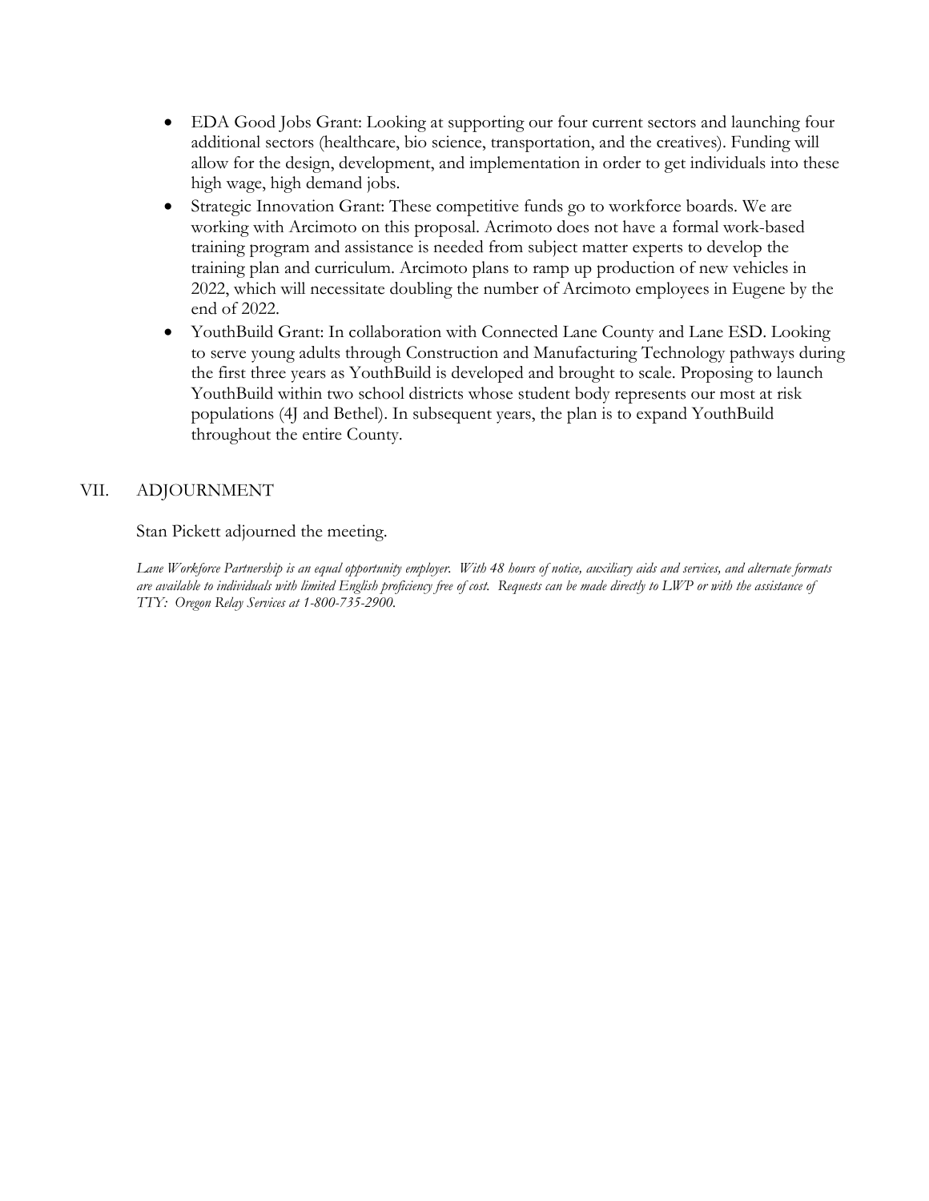- EDA Good Jobs Grant: Looking at supporting our four current sectors and launching four additional sectors (healthcare, bio science, transportation, and the creatives). Funding will allow for the design, development, and implementation in order to get individuals into these high wage, high demand jobs.
- Strategic Innovation Grant: These competitive funds go to workforce boards. We are working with Arcimoto on this proposal. Acrimoto does not have a formal work-based training program and assistance is needed from subject matter experts to develop the training plan and curriculum. Arcimoto plans to ramp up production of new vehicles in 2022, which will necessitate doubling the number of Arcimoto employees in Eugene by the end of 2022.
- YouthBuild Grant: In collaboration with Connected Lane County and Lane ESD. Looking to serve young adults through Construction and Manufacturing Technology pathways during the first three years as YouthBuild is developed and brought to scale. Proposing to launch YouthBuild within two school districts whose student body represents our most at risk populations (4J and Bethel). In subsequent years, the plan is to expand YouthBuild throughout the entire County.

## VII. ADJOURNMENT

Stan Pickett adjourned the meeting.

*Lane Workforce Partnership is an equal opportunity employer. With 48 hours of notice, auxiliary aids and services, and alternate formats are available to individuals with limited English proficiency free of cost. Requests can be made directly to LWP or with the assistance of TTY: Oregon Relay Services at 1-800-735-2900.*